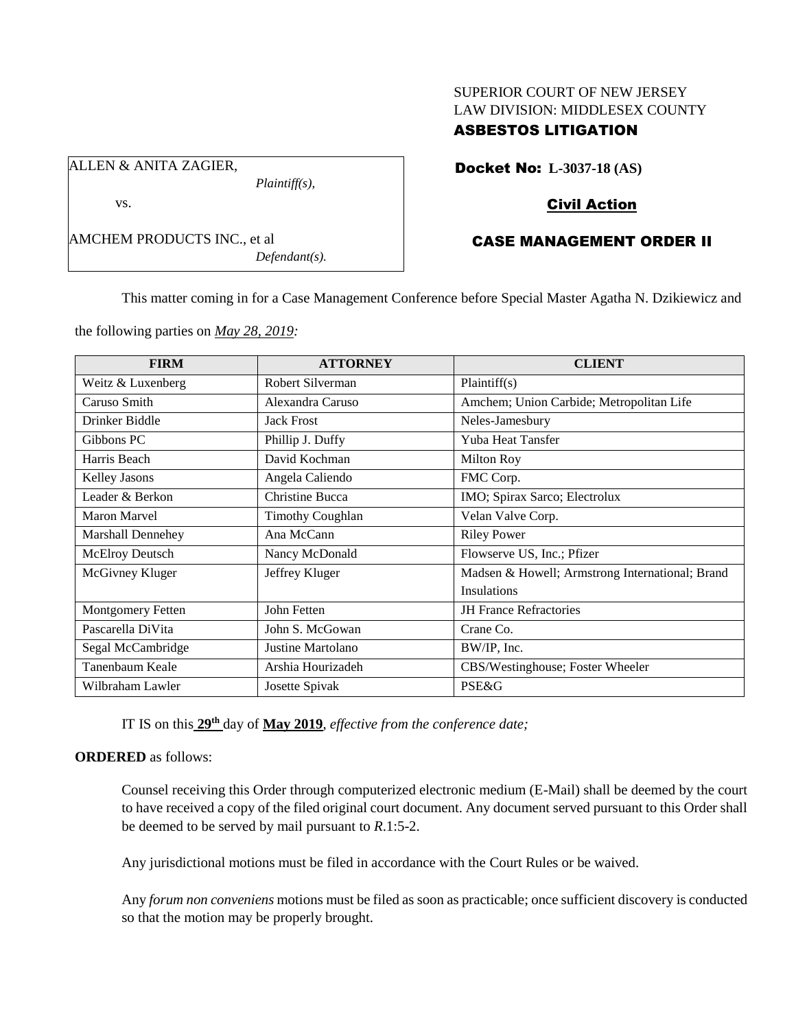SUPERIOR COURT OF NEW JERSEY
LAW DIVISION: MIDDLESEX COUNTY
**ASBESTOS LITIGATION**

ALLEN & ANITA ZAGIER,
*Plaintiff(s),*

vs.

AMCHEM PRODUCTS INC., et al
*Defendant(s).*

**Docket No: L-3037-18 (AS)**

**Civil Action**

**CASE MANAGEMENT ORDER II**

This matter coming in for a Case Management Conference before Special Master Agatha N. Dzikiewicz and the following parties on *May 28, 2019:*

| FIRM | ATTORNEY | CLIENT |
|---|---|---|
| Weitz & Luxenberg | Robert Silverman | Plaintiff(s) |
| Caruso Smith | Alexandra Caruso | Amchem; Union Carbide; Metropolitan Life |
| Drinker Biddle | Jack Frost | Neles-Jamesbury |
| Gibbons PC | Phillip J. Duffy | Yuba Heat Tansfer |
| Harris Beach | David Kochman | Milton Roy |
| Kelley Jasons | Angela Caliendo | FMC Corp. |
| Leader & Berkon | Christine Bucca | IMO; Spirax Sarco; Electrolux |
| Maron Marvel | Timothy Coughlan | Velan Valve Corp. |
| Marshall Dennehey | Ana McCann | Riley Power |
| McElroy Deutsch | Nancy McDonald | Flowserve US, Inc.; Pfizer |
| McGivney Kluger | Jeffrey Kluger | Madsen & Howell; Armstrong International; Brand Insulations |
| Montgomery Fetten | John Fetten | JH France Refractories |
| Pascarella DiVita | John S. McGowan | Crane Co. |
| Segal McCambridge | Justine Martolano | BW/IP, Inc. |
| Tanenbaum Keale | Arshia Hourizadeh | CBS/Westinghouse; Foster Wheeler |
| Wilbraham Lawler | Josette Spivak | PSE&G |

IT IS on this **29th** day of **May 2019**, *effective from the conference date;*

**ORDERED** as follows:

Counsel receiving this Order through computerized electronic medium (E-Mail) shall be deemed by the court to have received a copy of the filed original court document. Any document served pursuant to this Order shall be deemed to be served by mail pursuant to *R*.1:5-2.

Any jurisdictional motions must be filed in accordance with the Court Rules or be waived.

Any *forum non conveniens* motions must be filed as soon as practicable; once sufficient discovery is conducted so that the motion may be properly brought.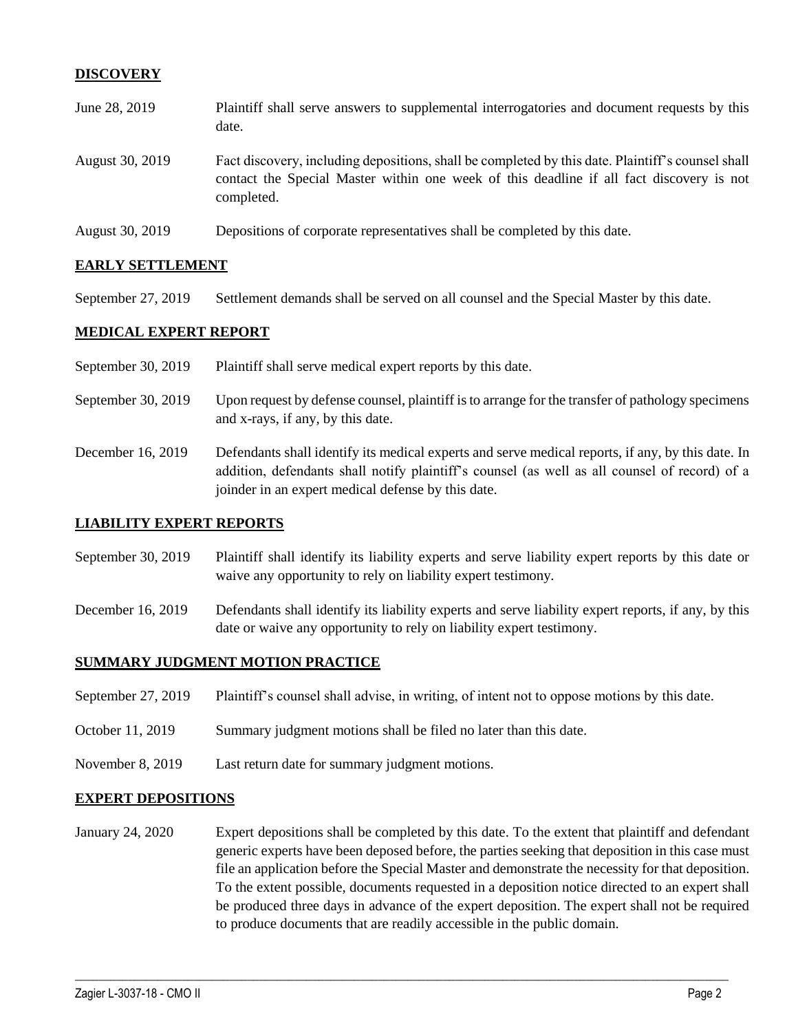## DISCOVERY

| | |
|---|---|
| June 28, 2019 | Plaintiff shall serve answers to supplemental interrogatories and document requests by this date. |
| August 30, 2019 | Fact discovery, including depositions, shall be completed by this date. Plaintiff's counsel shall contact the Special Master within one week of this deadline if all fact discovery is not completed. |
| August 30, 2019 | Depositions of corporate representatives shall be completed by this date. |

## EARLY SETTLEMENT

| | |
|---|---|
| September 27, 2019 | Settlement demands shall be served on all counsel and the Special Master by this date. |

## MEDICAL EXPERT REPORT

| | |
|---|---|
| September 30, 2019 | Plaintiff shall serve medical expert reports by this date. |
| September 30, 2019 | Upon request by defense counsel, plaintiff is to arrange for the transfer of pathology specimens and x-rays, if any, by this date. |
| December 16, 2019 | Defendants shall identify its medical experts and serve medical reports, if any, by this date. In addition, defendants shall notify plaintiff's counsel (as well as all counsel of record) of a joinder in an expert medical defense by this date. |

## LIABILITY EXPERT REPORTS

| | |
|---|---|
| September 30, 2019 | Plaintiff shall identify its liability experts and serve liability expert reports by this date or waive any opportunity to rely on liability expert testimony. |
| December 16, 2019 | Defendants shall identify its liability experts and serve liability expert reports, if any, by this date or waive any opportunity to rely on liability expert testimony. |

## SUMMARY JUDGMENT MOTION PRACTICE

| | |
|---|---|
| September 27, 2019 | Plaintiff's counsel shall advise, in writing, of intent not to oppose motions by this date. |
| October 11, 2019 | Summary judgment motions shall be filed no later than this date. |
| November 8, 2019 | Last return date for summary judgment motions. |

## EXPERT DEPOSITIONS

| | |
|---|---|
| January 24, 2020 | Expert depositions shall be completed by this date. To the extent that plaintiff and defendant generic experts have been deposed before, the parties seeking that deposition in this case must file an application before the Special Master and demonstrate the necessity for that deposition. To the extent possible, documents requested in a deposition notice directed to an expert shall be produced three days in advance of the expert deposition. The expert shall not be required to produce documents that are readily accessible in the public domain. |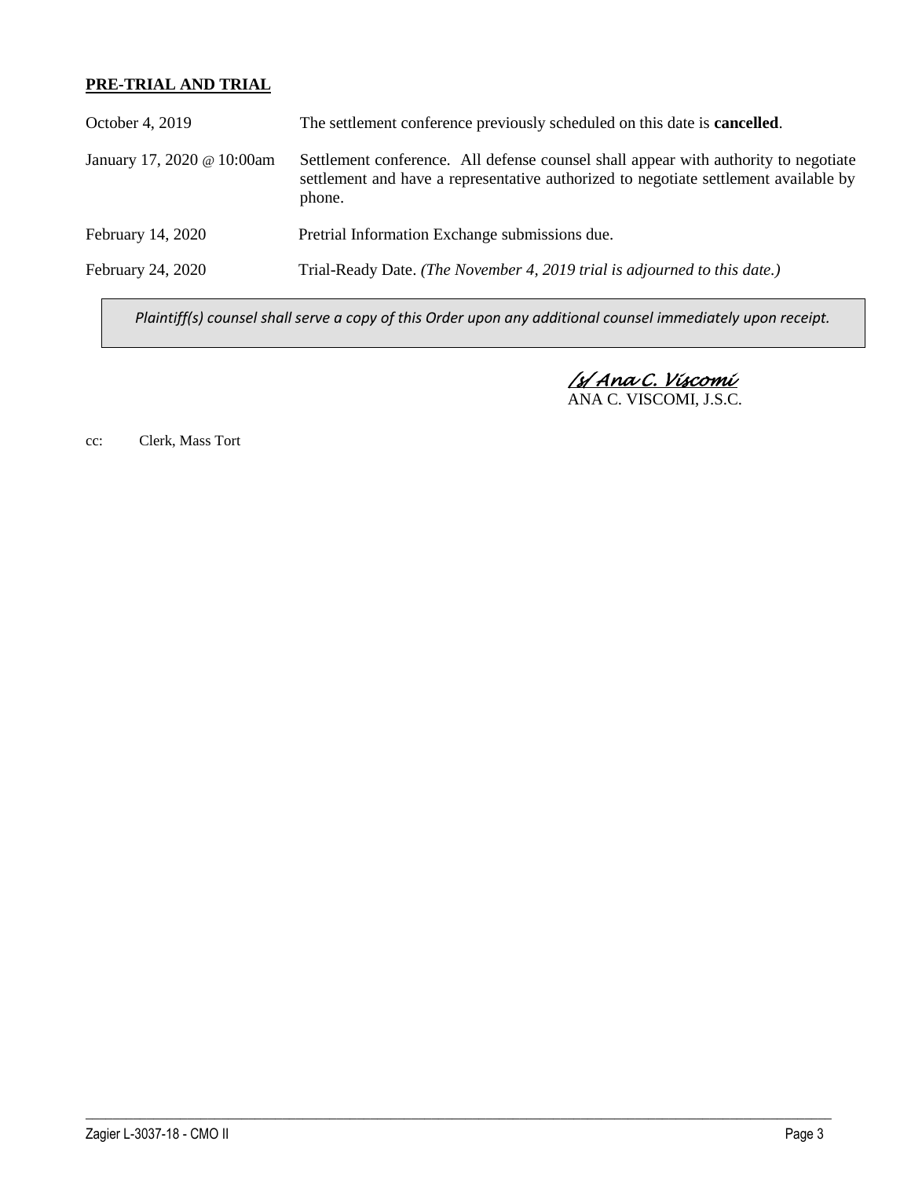**PRE-TRIAL AND TRIAL**

| | |
|---|---|
| October 4, 2019 | The settlement conference previously scheduled on this date is **cancelled**. |
| January 17, 2020 @ 10:00am | Settlement conference. All defense counsel shall appear with authority to negotiate settlement and have a representative authorized to negotiate settlement available by phone. |
| February 14, 2020 | Pretrial Information Exchange submissions due. |
| February 24, 2020 | Trial-Ready Date. *(The November 4, 2019 trial is adjourned to this date.)* |

*Plaintiff(s) counsel shall serve a copy of this Order upon any additional counsel immediately upon receipt.*

*/s/ Ana C. Viscomi*
ANA C. VISCOMI, J.S.C.

cc: Clerk, Mass Tort